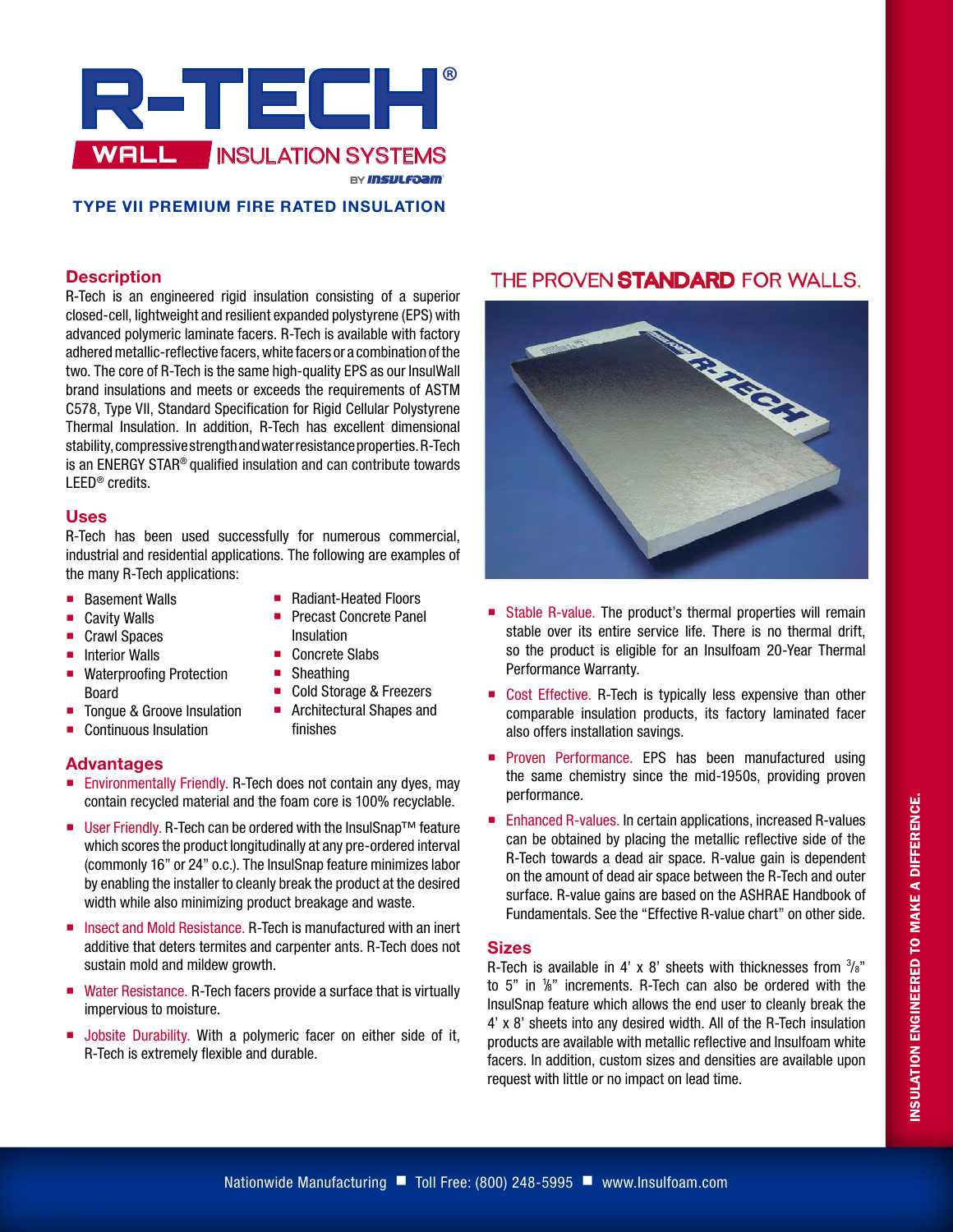# R-TECH®

## WALL INSULATION SYSTEMS

BY INSULFOAM

### TYPE VII PREMIUM FIRE RATED INSULATION

## Description

R-Tech is an engineered rigid insulation consisting of a superior closed-cell, lightweight and resilient expanded polystyrene (EPS) with advanced polymeric laminate facers. R-Tech is available with factory adhered metallic-reflective facers, white facers or a combination of the two. The core of R-Tech is the same high-quality EPS as our InsulWall brand insulations and meets or exceeds the requirements of ASTM C578, Type VII, Standard Specification for Rigid Cellular Polystyrene Thermal Insulation. In addition, R-Tech has excellent dimensional stability, compressive strength and water resistance properties. R-Tech is an ENERGY STAR® qualified insulation and can contribute towards LEED® credits.

## Uses

R-Tech has been used successfully for numerous commercial, industrial and residential applications. The following are examples of the many R-Tech applications:

- Basement Walls
- Cavity Walls
- Crawl Spaces
- Interior Walls
- Waterproofing Protection Board
- Tongue & Groove Insulation
- Continuous Insulation
- Radiant-Heated Floors
- Precast Concrete Panel Insulation
- Concrete Slabs
- Sheathing
- Cold Storage & Freezers
- Architectural Shapes and finishes

## Advantages

- Environmentally Friendly. R-Tech does not contain any dyes, may contain recycled material and the foam core is 100% recyclable.
- User Friendly. R-Tech can be ordered with the InsulSnap™ feature which scores the product longitudinally at any pre-ordered interval (commonly 16" or 24" o.c.). The InsulSnap feature minimizes labor by enabling the installer to cleanly break the product at the desired width while also minimizing product breakage and waste.
- Insect and Mold Resistance. R-Tech is manufactured with an inert additive that deters termites and carpenter ants. R-Tech does not sustain mold and mildew growth.
- Water Resistance. R-Tech facers provide a surface that is virtually impervious to moisture.
- Jobsite Durability. With a polymeric facer on either side of it, R-Tech is extremely flexible and durable.

## THE PROVEN **STANDARD** FOR WALLS.

- Stable R-value. The product's thermal properties will remain stable over its entire service life. There is no thermal drift, so the product is eligible for an Insulfoam 20-Year Thermal Performance Warranty.
- Cost Effective. R-Tech is typically less expensive than other comparable insulation products, its factory laminated facer also offers installation savings.
- Proven Performance. EPS has been manufactured using the same chemistry since the mid-1950s, providing proven performance.
- Enhanced R-values. In certain applications, increased R-values can be obtained by placing the metallic reflective side of the R-Tech towards a dead air space. R-value gain is dependent on the amount of dead air space between the R-Tech and outer surface. R-value gains are based on the ASHRAE Handbook of Fundamentals. See the "Effective R-value chart" on other side.

## Sizes

R-Tech is available in 4' x 8' sheets with thicknesses from 3/8" to 5" in 1/8" increments. R-Tech can also be ordered with the InsulSnap feature which allows the end user to cleanly break the 4' x 8' sheets into any desired width. All of the R-Tech insulation products are available with metallic reflective and Insulfoam white facers. In addition, custom sizes and densities are available upon request with little or no impact on lead time.

INSULATION ENGINEERED TO MAKE A DIFFERENCE.

Nationwide Manufacturing ■ Toll Free: (800) 248-5995 ■ www.Insulfoam.com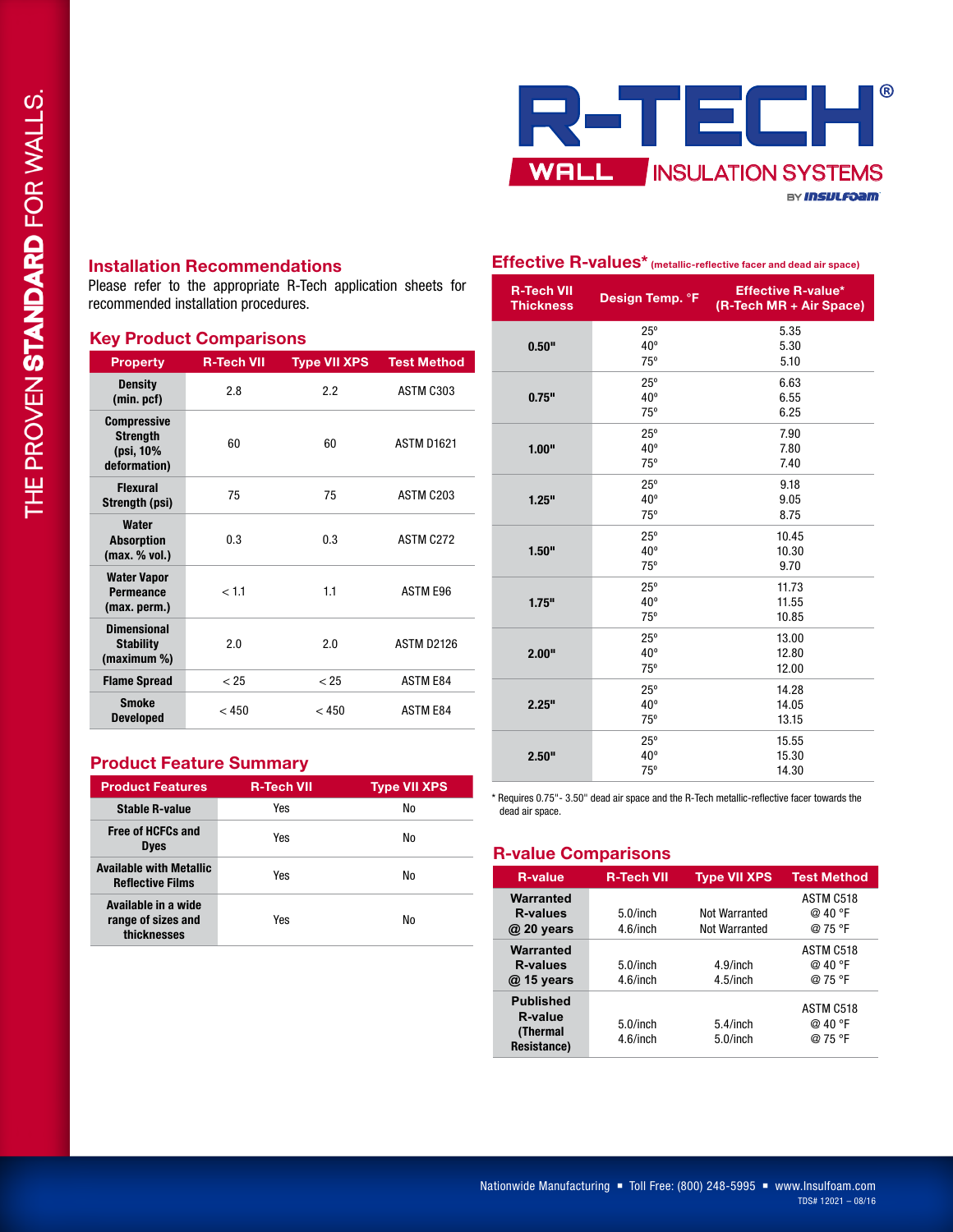THE PROVEN **STANDARD** FOR WALLS.

# R-TECH®

WALL INSULATION SYSTEMS

BY INSULFOAM

## Installation Recommendations

Please refer to the appropriate R-Tech application sheets for recommended installation procedures.

## Key Product Comparisons

| Property | R-Tech VII | Type VII XPS | Test Method |
|---|---|---|---|
| Density (min. pcf) | 2.8 | 2.2 | ASTM C303 |
| Compressive Strength (psi, 10% deformation) | 60 | 60 | ASTM D1621 |
| Flexural Strength (psi) | 75 | 75 | ASTM C203 |
| Water Absorption (max. % vol.) | 0.3 | 0.3 | ASTM C272 |
| Water Vapor Permeance (max. perm.) | < 1.1 | 1.1 | ASTM E96 |
| Dimensional Stability (maximum %) | 2.0 | 2.0 | ASTM D2126 |
| Flame Spread | < 25 | < 25 | ASTM E84 |
| Smoke Developed | < 450 | < 450 | ASTM E84 |

## Product Feature Summary

| Product Features | R-Tech VII | Type VII XPS |
|---|---|---|
| Stable R-value | Yes | No |
| Free of HCFCs and Dyes | Yes | No |
| Available with Metallic Reflective Films | Yes | No |
| Available in a wide range of sizes and thicknesses | Yes | No |

## Effective R-values* (metallic-reflective facer and dead air space)

| R-Tech VII Thickness | Design Temp. °F | Effective R-value* (R-Tech MR + Air Space) |
|---|---|---|
| 0.50" | 25°<br>40°<br>75° | 5.35<br>5.30<br>5.10 |
| 0.75" | 25°<br>40°<br>75° | 6.63<br>6.55<br>6.25 |
| 1.00" | 25°<br>40°<br>75° | 7.90<br>7.80<br>7.40 |
| 1.25" | 25°<br>40°<br>75° | 9.18<br>9.05<br>8.75 |
| 1.50" | 25°<br>40°<br>75° | 10.45<br>10.30<br>9.70 |
| 1.75" | 25°<br>40°<br>75° | 11.73<br>11.55<br>10.85 |
| 2.00" | 25°<br>40°<br>75° | 13.00<br>12.80<br>12.00 |
| 2.25" | 25°<br>40°<br>75° | 14.28<br>14.05<br>13.15 |
| 2.50" | 25°<br>40°<br>75° | 15.55<br>15.30<br>14.30 |

* Requires 0.75"- 3.50" dead air space and the R-Tech metallic-reflective facer towards the dead air space.

## R-value Comparisons

| R-value | R-Tech VII | Type VII XPS | Test Method |
|---|---|---|---|
| Warranted R-values @ 20 years | 5.0/inch<br>4.6/inch | Not Warranted<br>Not Warranted | ASTM C518<br>@ 40 °F<br>@ 75 °F |
| Warranted R-values @ 15 years | 5.0/inch<br>4.6/inch | 4.9/inch<br>4.5/inch | ASTM C518<br>@ 40 °F<br>@ 75 °F |
| Published R-value (Thermal Resistance) | 5.0/inch<br>4.6/inch | 5.4/inch<br>5.0/inch | ASTM C518<br>@ 40 °F<br>@ 75 °F |

Nationwide Manufacturing ▪ Toll Free: (800) 248-5995 ▪ www.Insulfoam.com

TDS# 12021 – 08/16